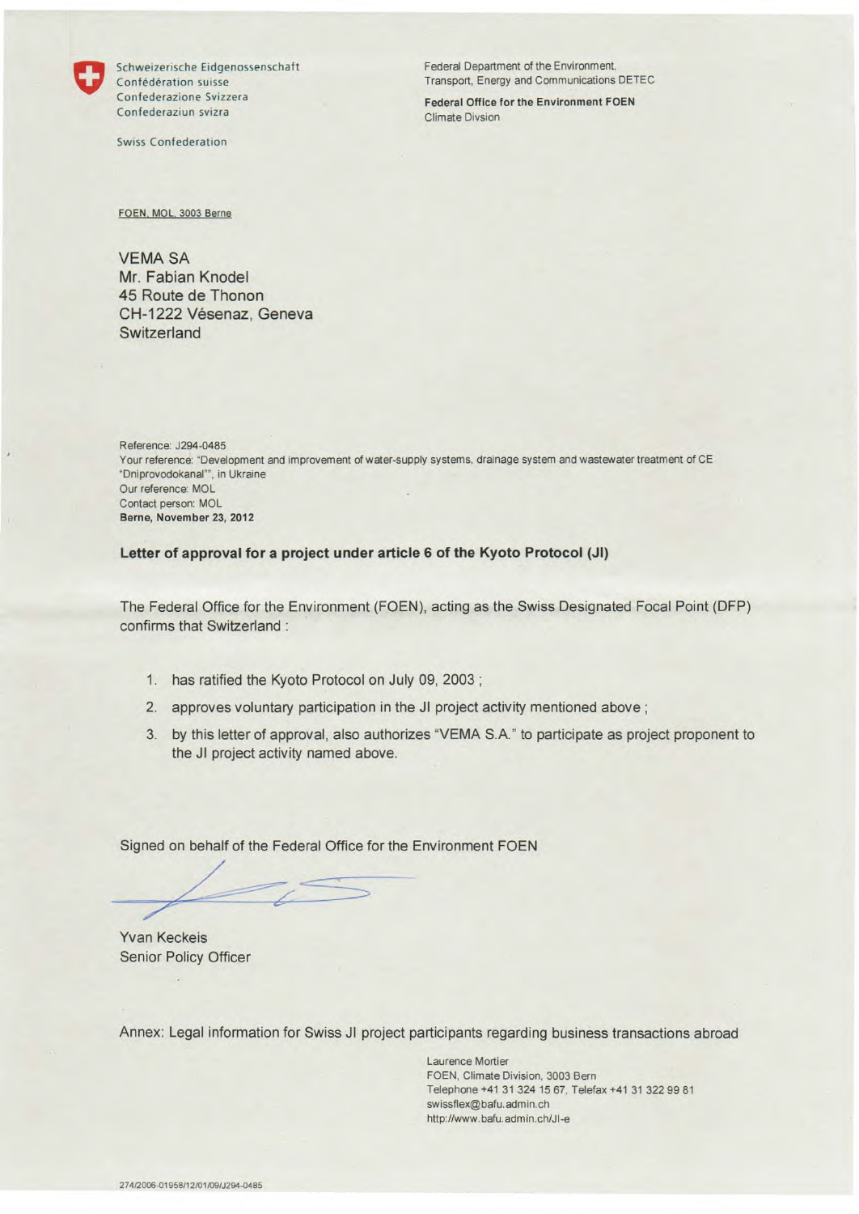Schweizerische Eidgenossenschaft
Confédération suisse
Confederazione Svizzera
Confederaziun svizra

Swiss Confederation

Federal Department of the Environment, Transport, Energy and Communications DETEC

**Federal Office for the Environment FOEN**
Climate Divsion

FOEN, MOL, 3003 Berne

VEMA SA
Mr. Fabian Knodel
45 Route de Thonon
CH-1222 Vésenaz, Geneva
Switzerland

Reference: J294-0485
Your reference: "Development and improvement of water-supply systems, drainage system and wastewater treatment of CE "Dniprovodokanal"", in Ukraine
Our reference: MOL
Contact person: MOL
**Berne, November 23, 2012**

**Letter of approval for a project under article 6 of the Kyoto Protocol (JI)**

The Federal Office for the Environment (FOEN), acting as the Swiss Designated Focal Point (DFP) confirms that Switzerland :

1. has ratified the Kyoto Protocol on July 09, 2003 ;
2. approves voluntary participation in the JI project activity mentioned above ;
3. by this letter of approval, also authorizes "VEMA S.A." to participate as project proponent to the JI project activity named above.

Signed on behalf of the Federal Office for the Environment FOEN

Yvan Keckeis
Senior Policy Officer

Annex: Legal information for Swiss JI project participants regarding business transactions abroad

Laurence Mortier
FOEN, Climate Division, 3003 Bern
Telephone +41 31 324 15 67, Telefax +41 31 322 99 81
swissflex@bafu.admin.ch
http://www.bafu.admin.ch/JI-e

274/2006-01958/12/01/09/J294-0485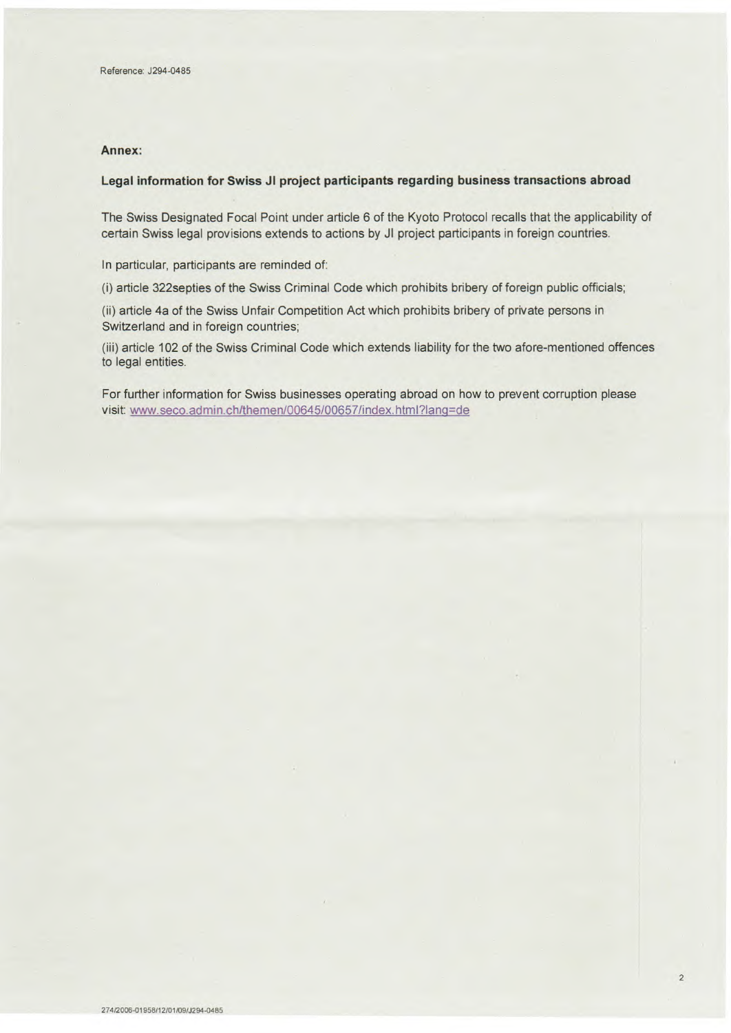Reference: J294-0485

**Annex:**

**Legal information for Swiss JI project participants regarding business transactions abroad**

The Swiss Designated Focal Point under article 6 of the Kyoto Protocol recalls that the applicability of certain Swiss legal provisions extends to actions by JI project participants in foreign countries.

In particular, participants are reminded of:

(i) article 322septies of the Swiss Criminal Code which prohibits bribery of foreign public officials;

(ii) article 4a of the Swiss Unfair Competition Act which prohibits bribery of private persons in Switzerland and in foreign countries;

(iii) article 102 of the Swiss Criminal Code which extends liability for the two afore-mentioned offences to legal entities.

For further information for Swiss businesses operating abroad on how to prevent corruption please visit: www.seco.admin.ch/themen/00645/00657/index.html?lang=de

274/2006-01958/12/01/09/J294-0485